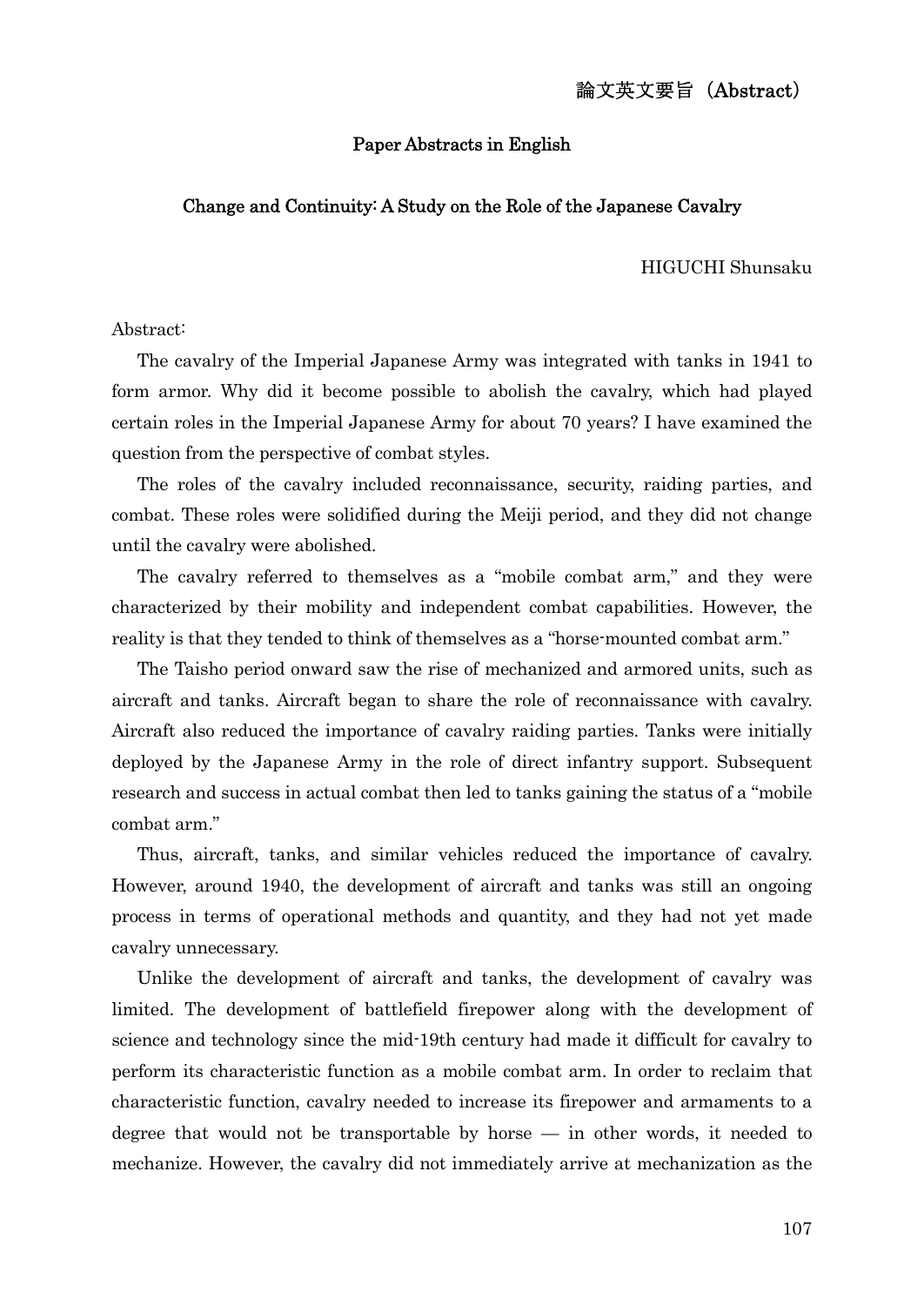# 論文英文要旨（Abstract）

## Paper Abstracts in English

### Change and Continuity: A Study on the Role of the Japanese Cavalry

HIGUCHI Shunsaku

Abstract:

The cavalry of the Imperial Japanese Army was integrated with tanks in 1941 to form armor. Why did it become possible to abolish the cavalry, which had played certain roles in the Imperial Japanese Army for about 70 years? I have examined the question from the perspective of combat styles.

The roles of the cavalry included reconnaissance, security, raiding parties, and combat. These roles were solidified during the Meiji period, and they did not change until the cavalry were abolished.

The cavalry referred to themselves as a "mobile combat arm," and they were characterized by their mobility and independent combat capabilities. However, the reality is that they tended to think of themselves as a "horse-mounted combat arm."

The Taisho period onward saw the rise of mechanized and armored units, such as aircraft and tanks. Aircraft began to share the role of reconnaissance with cavalry. Aircraft also reduced the importance of cavalry raiding parties. Tanks were initially deployed by the Japanese Army in the role of direct infantry support. Subsequent research and success in actual combat then led to tanks gaining the status of a "mobile combat arm."

Thus, aircraft, tanks, and similar vehicles reduced the importance of cavalry. However, around 1940, the development of aircraft and tanks was still an ongoing process in terms of operational methods and quantity, and they had not yet made cavalry unnecessary.

Unlike the development of aircraft and tanks, the development of cavalry was limited. The development of battlefield firepower along with the development of science and technology since the mid-19th century had made it difficult for cavalry to perform its characteristic function as a mobile combat arm. In order to reclaim that characteristic function, cavalry needed to increase its firepower and armaments to a degree that would not be transportable by horse — in other words, it needed to mechanize. However, the cavalry did not immediately arrive at mechanization as the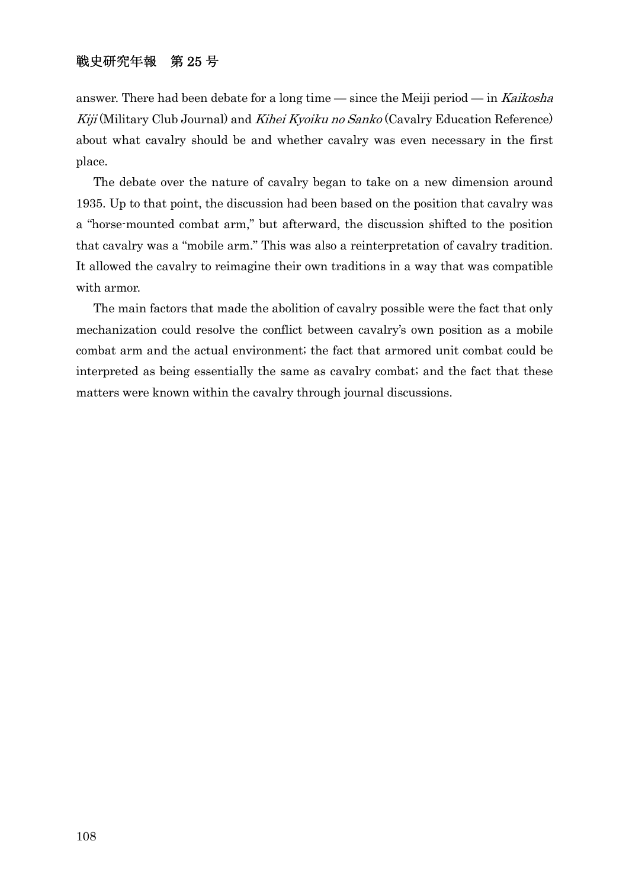answer. There had been debate for a long time — since the Meiji period — in *Kaikosha Kiji* (Military Club Journal) and *Kihei Kyoiku no Sanko* (Cavalry Education Reference) about what cavalry should be and whether cavalry was even necessary in the first place.

The debate over the nature of cavalry began to take on a new dimension around 1935. Up to that point, the discussion had been based on the position that cavalry was a "horse-mounted combat arm," but afterward, the discussion shifted to the position that cavalry was a "mobile arm." This was also a reinterpretation of cavalry tradition. It allowed the cavalry to reimagine their own traditions in a way that was compatible with armor.

The main factors that made the abolition of cavalry possible were the fact that only mechanization could resolve the conflict between cavalry's own position as a mobile combat arm and the actual environment; the fact that armored unit combat could be interpreted as being essentially the same as cavalry combat; and the fact that these matters were known within the cavalry through journal discussions.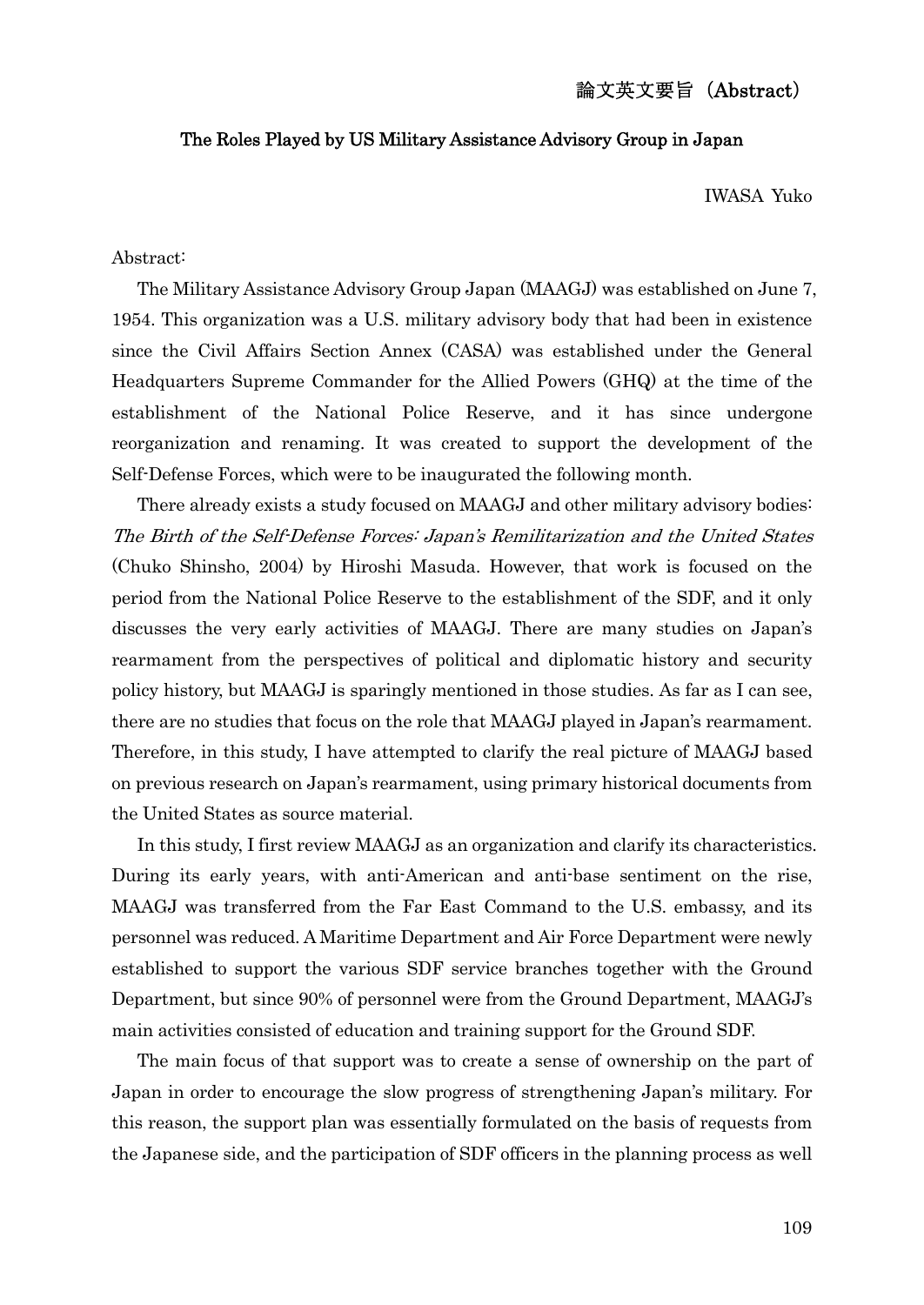論文英文要旨（Abstract）

## The Roles Played by US Military Assistance Advisory Group in Japan

IWASA Yuko

Abstract:

The Military Assistance Advisory Group Japan (MAAGJ) was established on June 7, 1954. This organization was a U.S. military advisory body that had been in existence since the Civil Affairs Section Annex (CASA) was established under the General Headquarters Supreme Commander for the Allied Powers (GHQ) at the time of the establishment of the National Police Reserve, and it has since undergone reorganization and renaming. It was created to support the development of the Self-Defense Forces, which were to be inaugurated the following month.

There already exists a study focused on MAAGJ and other military advisory bodies: *The Birth of the Self-Defense Forces: Japan's Remilitarization and the United States* (Chuko Shinsho, 2004) by Hiroshi Masuda. However, that work is focused on the period from the National Police Reserve to the establishment of the SDF, and it only discusses the very early activities of MAAGJ. There are many studies on Japan's rearmament from the perspectives of political and diplomatic history and security policy history, but MAAGJ is sparingly mentioned in those studies. As far as I can see, there are no studies that focus on the role that MAAGJ played in Japan's rearmament. Therefore, in this study, I have attempted to clarify the real picture of MAAGJ based on previous research on Japan's rearmament, using primary historical documents from the United States as source material.

In this study, I first review MAAGJ as an organization and clarify its characteristics. During its early years, with anti-American and anti-base sentiment on the rise, MAAGJ was transferred from the Far East Command to the U.S. embassy, and its personnel was reduced. A Maritime Department and Air Force Department were newly established to support the various SDF service branches together with the Ground Department, but since 90% of personnel were from the Ground Department, MAAGJ's main activities consisted of education and training support for the Ground SDF.

The main focus of that support was to create a sense of ownership on the part of Japan in order to encourage the slow progress of strengthening Japan's military. For this reason, the support plan was essentially formulated on the basis of requests from the Japanese side, and the participation of SDF officers in the planning process as well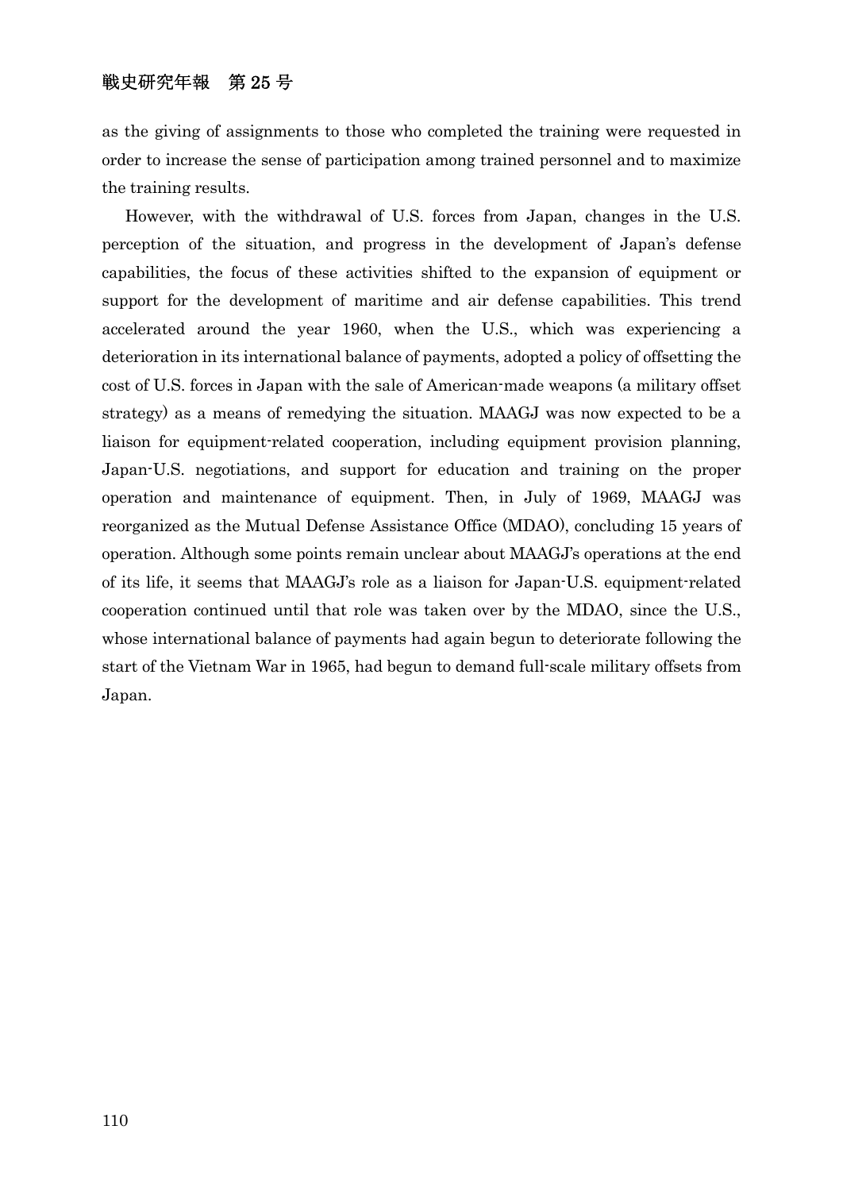as the giving of assignments to those who completed the training were requested in order to increase the sense of participation among trained personnel and to maximize the training results.

However, with the withdrawal of U.S. forces from Japan, changes in the U.S. perception of the situation, and progress in the development of Japan's defense capabilities, the focus of these activities shifted to the expansion of equipment or support for the development of maritime and air defense capabilities. This trend accelerated around the year 1960, when the U.S., which was experiencing a deterioration in its international balance of payments, adopted a policy of offsetting the cost of U.S. forces in Japan with the sale of American-made weapons (a military offset strategy) as a means of remedying the situation. MAAGJ was now expected to be a liaison for equipment-related cooperation, including equipment provision planning, Japan-U.S. negotiations, and support for education and training on the proper operation and maintenance of equipment. Then, in July of 1969, MAAGJ was reorganized as the Mutual Defense Assistance Office (MDAO), concluding 15 years of operation. Although some points remain unclear about MAAGJ's operations at the end of its life, it seems that MAAGJ's role as a liaison for Japan-U.S. equipment-related cooperation continued until that role was taken over by the MDAO, since the U.S., whose international balance of payments had again begun to deteriorate following the start of the Vietnam War in 1965, had begun to demand full-scale military offsets from Japan.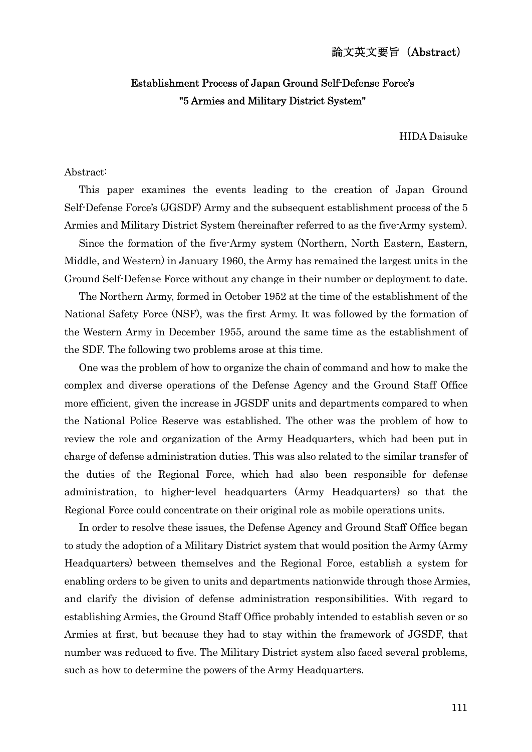論文英文要旨（Abstract）

# Establishment Process of Japan Ground Self-Defense Force's "5 Armies and Military District System"

HIDA Daisuke

Abstract:

This paper examines the events leading to the creation of Japan Ground Self-Defense Force's (JGSDF) Army and the subsequent establishment process of the 5 Armies and Military District System (hereinafter referred to as the five-Army system).

Since the formation of the five-Army system (Northern, North Eastern, Eastern, Middle, and Western) in January 1960, the Army has remained the largest units in the Ground Self-Defense Force without any change in their number or deployment to date.

The Northern Army, formed in October 1952 at the time of the establishment of the National Safety Force (NSF), was the first Army. It was followed by the formation of the Western Army in December 1955, around the same time as the establishment of the SDF. The following two problems arose at this time.

One was the problem of how to organize the chain of command and how to make the complex and diverse operations of the Defense Agency and the Ground Staff Office more efficient, given the increase in JGSDF units and departments compared to when the National Police Reserve was established. The other was the problem of how to review the role and organization of the Army Headquarters, which had been put in charge of defense administration duties. This was also related to the similar transfer of the duties of the Regional Force, which had also been responsible for defense administration, to higher-level headquarters (Army Headquarters) so that the Regional Force could concentrate on their original role as mobile operations units.

In order to resolve these issues, the Defense Agency and Ground Staff Office began to study the adoption of a Military District system that would position the Army (Army Headquarters) between themselves and the Regional Force, establish a system for enabling orders to be given to units and departments nationwide through those Armies, and clarify the division of defense administration responsibilities. With regard to establishing Armies, the Ground Staff Office probably intended to establish seven or so Armies at first, but because they had to stay within the framework of JGSDF, that number was reduced to five. The Military District system also faced several problems, such as how to determine the powers of the Army Headquarters.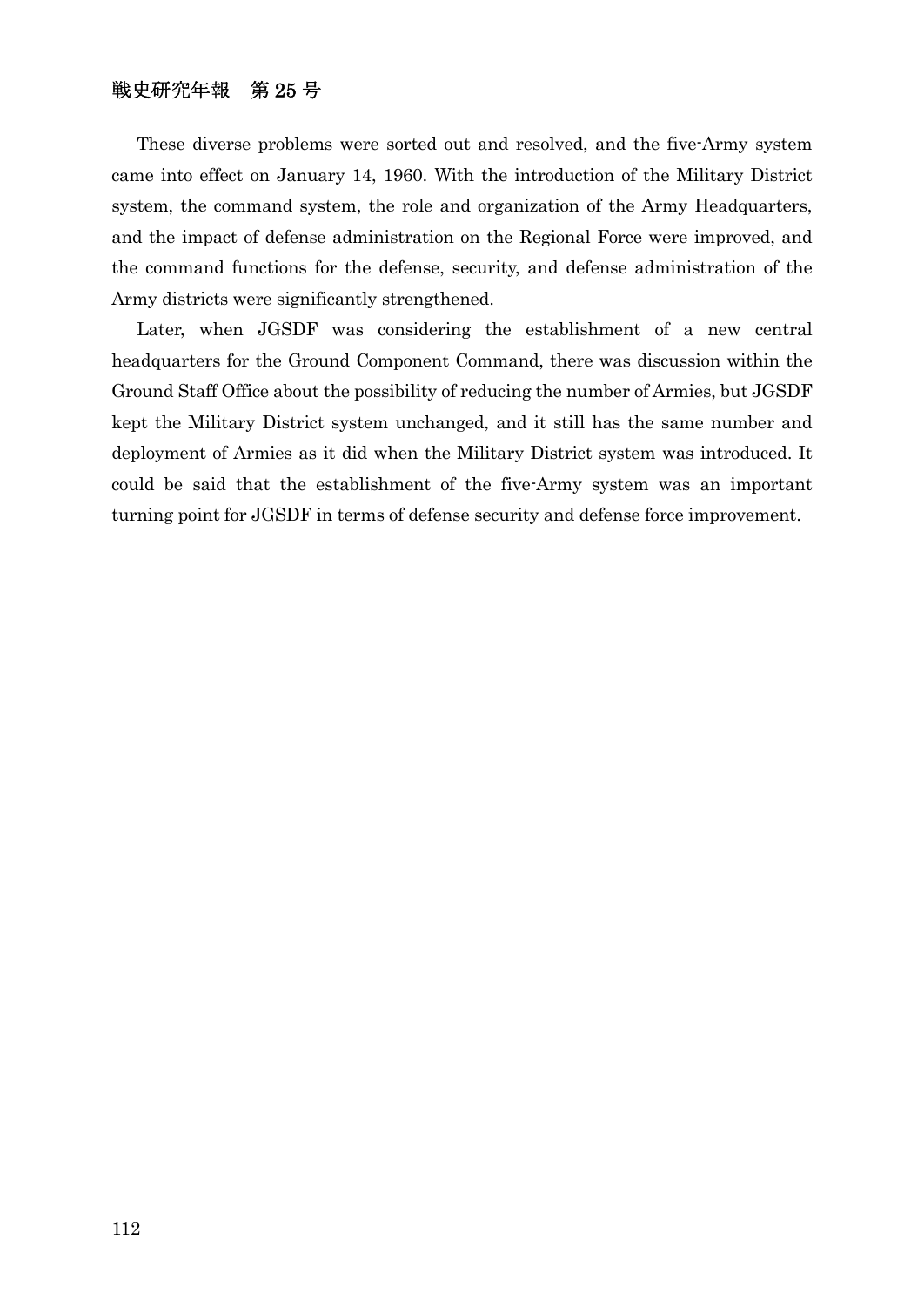These diverse problems were sorted out and resolved, and the five-Army system came into effect on January 14, 1960. With the introduction of the Military District system, the command system, the role and organization of the Army Headquarters, and the impact of defense administration on the Regional Force were improved, and the command functions for the defense, security, and defense administration of the Army districts were significantly strengthened.

Later, when JGSDF was considering the establishment of a new central headquarters for the Ground Component Command, there was discussion within the Ground Staff Office about the possibility of reducing the number of Armies, but JGSDF kept the Military District system unchanged, and it still has the same number and deployment of Armies as it did when the Military District system was introduced. It could be said that the establishment of the five-Army system was an important turning point for JGSDF in terms of defense security and defense force improvement.